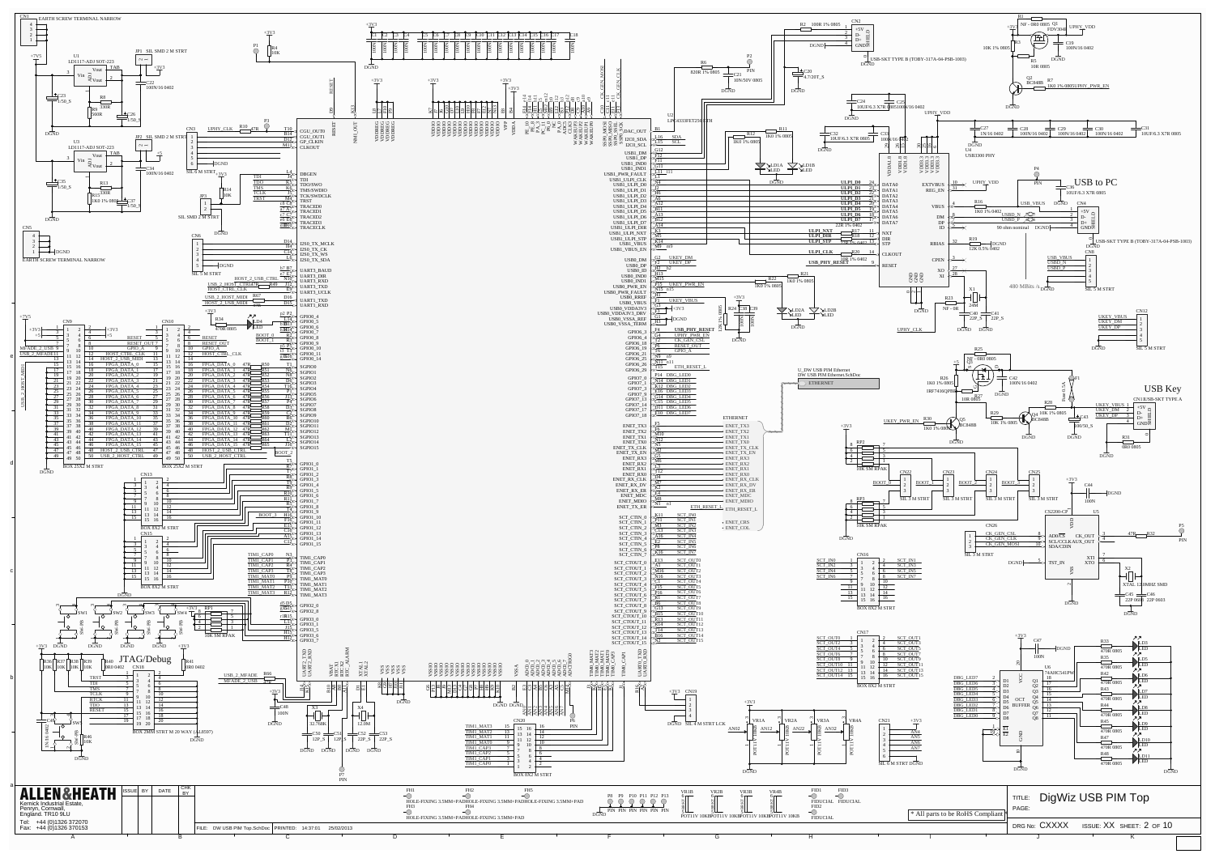# DigWiz USB PIM Top

**ALLEN&HEATH**

Kernick Industrial Estate,
Penryn, Cornwall,
England. TR10 9LU

Tel: +44 (0)1326 372070
Fax: +44 (0)1326 370153

| ISSUE | BY | DATE | CHK BY |
| --- | --- | --- | --- |
| | | | |

FILE: DW USB PIM Top.SchDoc PRINTED: 14:37:01 25/02/2013

TITLE: DigWiz USB PIM Top

PAGE:

DRG No: CXXXX ISSUE: XX SHEET: 2 OF 10

\* All parts to be RoHS Compliant

USB to PC

USB Key

JTAG/Debug

U_DW USB PIM Ethernet
DW USB PIM Ethernet.SchDoc
ETHERNET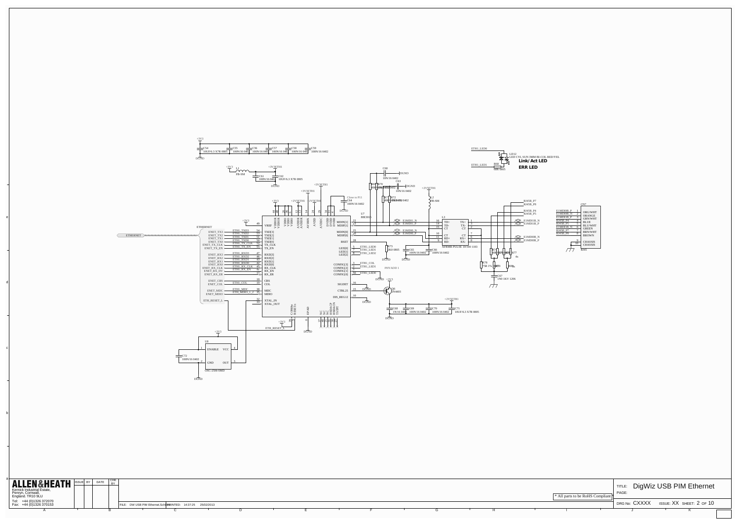Link/ Act LED

ERR LED

* All parts to be RoHS Compliant

**ALLEN&HEATH**

Kernick Industrial Estate,
Penryn, Cornwall,
England. TR10 9LU

Tel: +44 (0)1326 372070
Fax: +44 (0)1326 370153

| ISSUE | BY | DATE | CHK BY |
|---|---|---|---|

FILE: DW USB PIM Ethernet.SchDoc PRINTED: 14:37:25 25/02/2013

TITLE: DigWiz USB PIM Ethernet

PAGE:

DRG No: CXXXX ISSUE: XX SHEET: 2 OF 10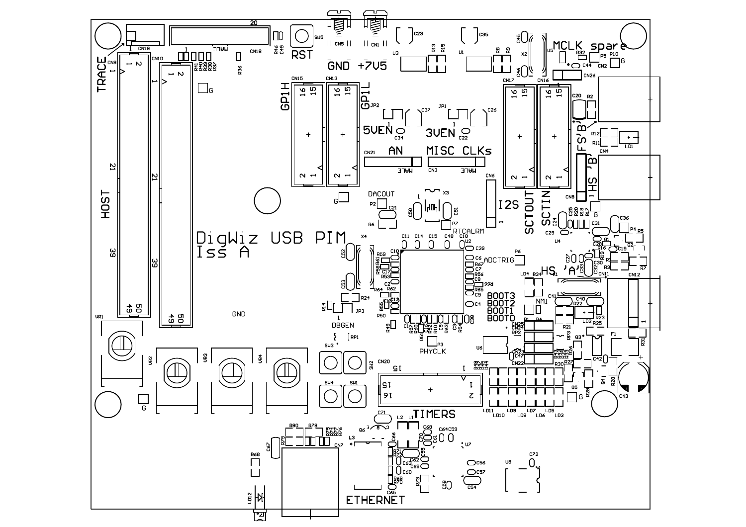DigWiz USB PIM
Iss A

TRACE
HOST
RST
GND +7V5
MCLK spare
GP1H
GP1L
5VEN
3VEN
AN
MISC CLKs
SCTOUT
SCTIN
I2S
FS 'B'
HS 'B'
HS 'A'
DACOUT
RTCALRM
ADCTRIG
DBGEN
PHYCLK
BOOT3
BOOT2
BOOT1
BOOT0
NMI
TIMERS
ETHERNET
GND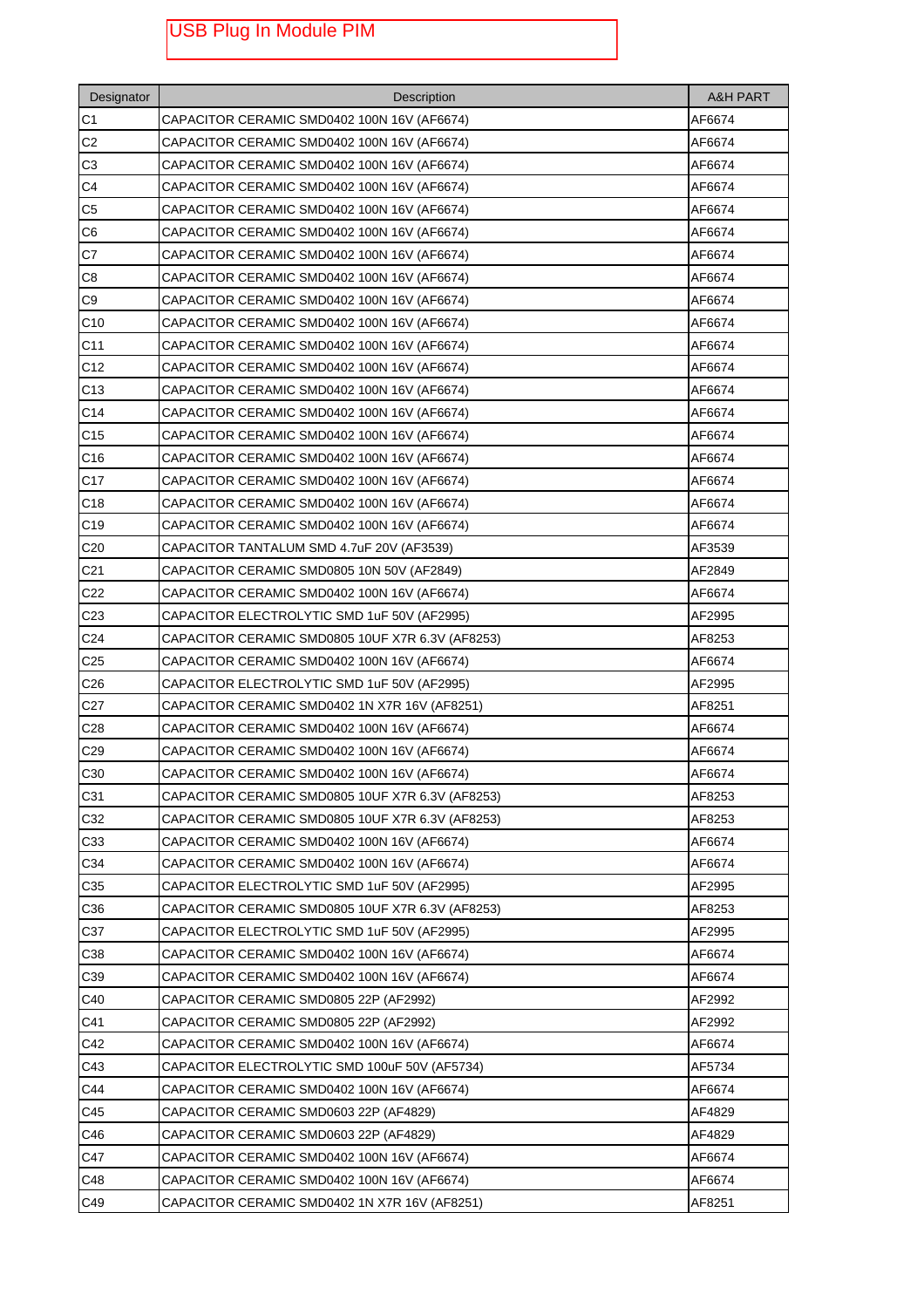# USB Plug In Module PIM

| Designator | Description | A&H PART |
|---|---|---|
| C1 | CAPACITOR CERAMIC SMD0402 100N 16V (AF6674) | AF6674 |
| C2 | CAPACITOR CERAMIC SMD0402 100N 16V (AF6674) | AF6674 |
| C3 | CAPACITOR CERAMIC SMD0402 100N 16V (AF6674) | AF6674 |
| C4 | CAPACITOR CERAMIC SMD0402 100N 16V (AF6674) | AF6674 |
| C5 | CAPACITOR CERAMIC SMD0402 100N 16V (AF6674) | AF6674 |
| C6 | CAPACITOR CERAMIC SMD0402 100N 16V (AF6674) | AF6674 |
| C7 | CAPACITOR CERAMIC SMD0402 100N 16V (AF6674) | AF6674 |
| C8 | CAPACITOR CERAMIC SMD0402 100N 16V (AF6674) | AF6674 |
| C9 | CAPACITOR CERAMIC SMD0402 100N 16V (AF6674) | AF6674 |
| C10 | CAPACITOR CERAMIC SMD0402 100N 16V (AF6674) | AF6674 |
| C11 | CAPACITOR CERAMIC SMD0402 100N 16V (AF6674) | AF6674 |
| C12 | CAPACITOR CERAMIC SMD0402 100N 16V (AF6674) | AF6674 |
| C13 | CAPACITOR CERAMIC SMD0402 100N 16V (AF6674) | AF6674 |
| C14 | CAPACITOR CERAMIC SMD0402 100N 16V (AF6674) | AF6674 |
| C15 | CAPACITOR CERAMIC SMD0402 100N 16V (AF6674) | AF6674 |
| C16 | CAPACITOR CERAMIC SMD0402 100N 16V (AF6674) | AF6674 |
| C17 | CAPACITOR CERAMIC SMD0402 100N 16V (AF6674) | AF6674 |
| C18 | CAPACITOR CERAMIC SMD0402 100N 16V (AF6674) | AF6674 |
| C19 | CAPACITOR CERAMIC SMD0402 100N 16V (AF6674) | AF6674 |
| C20 | CAPACITOR TANTALUM SMD 4.7uF 20V (AF3539) | AF3539 |
| C21 | CAPACITOR CERAMIC SMD0805 10N 50V (AF2849) | AF2849 |
| C22 | CAPACITOR CERAMIC SMD0402 100N 16V (AF6674) | AF6674 |
| C23 | CAPACITOR ELECTROLYTIC SMD 1uF 50V (AF2995) | AF2995 |
| C24 | CAPACITOR CERAMIC SMD0805 10UF X7R 6.3V (AF8253) | AF8253 |
| C25 | CAPACITOR CERAMIC SMD0402 100N 16V (AF6674) | AF6674 |
| C26 | CAPACITOR ELECTROLYTIC SMD 1uF 50V (AF2995) | AF2995 |
| C27 | CAPACITOR CERAMIC SMD0402 1N X7R 16V (AF8251) | AF8251 |
| C28 | CAPACITOR CERAMIC SMD0402 100N 16V (AF6674) | AF6674 |
| C29 | CAPACITOR CERAMIC SMD0402 100N 16V (AF6674) | AF6674 |
| C30 | CAPACITOR CERAMIC SMD0402 100N 16V (AF6674) | AF6674 |
| C31 | CAPACITOR CERAMIC SMD0805 10UF X7R 6.3V (AF8253) | AF8253 |
| C32 | CAPACITOR CERAMIC SMD0805 10UF X7R 6.3V (AF8253) | AF8253 |
| C33 | CAPACITOR CERAMIC SMD0402 100N 16V (AF6674) | AF6674 |
| C34 | CAPACITOR CERAMIC SMD0402 100N 16V (AF6674) | AF6674 |
| C35 | CAPACITOR ELECTROLYTIC SMD 1uF 50V (AF2995) | AF2995 |
| C36 | CAPACITOR CERAMIC SMD0805 10UF X7R 6.3V (AF8253) | AF8253 |
| C37 | CAPACITOR ELECTROLYTIC SMD 1uF 50V (AF2995) | AF2995 |
| C38 | CAPACITOR CERAMIC SMD0402 100N 16V (AF6674) | AF6674 |
| C39 | CAPACITOR CERAMIC SMD0402 100N 16V (AF6674) | AF6674 |
| C40 | CAPACITOR CERAMIC SMD0805 22P (AF2992) | AF2992 |
| C41 | CAPACITOR CERAMIC SMD0805 22P (AF2992) | AF2992 |
| C42 | CAPACITOR CERAMIC SMD0402 100N 16V (AF6674) | AF6674 |
| C43 | CAPACITOR ELECTROLYTIC SMD 100uF 50V (AF5734) | AF5734 |
| C44 | CAPACITOR CERAMIC SMD0402 100N 16V (AF6674) | AF6674 |
| C45 | CAPACITOR CERAMIC SMD0603 22P (AF4829) | AF4829 |
| C46 | CAPACITOR CERAMIC SMD0603 22P (AF4829) | AF4829 |
| C47 | CAPACITOR CERAMIC SMD0402 100N 16V (AF6674) | AF6674 |
| C48 | CAPACITOR CERAMIC SMD0402 100N 16V (AF6674) | AF6674 |
| C49 | CAPACITOR CERAMIC SMD0402 1N X7R 16V (AF8251) | AF8251 |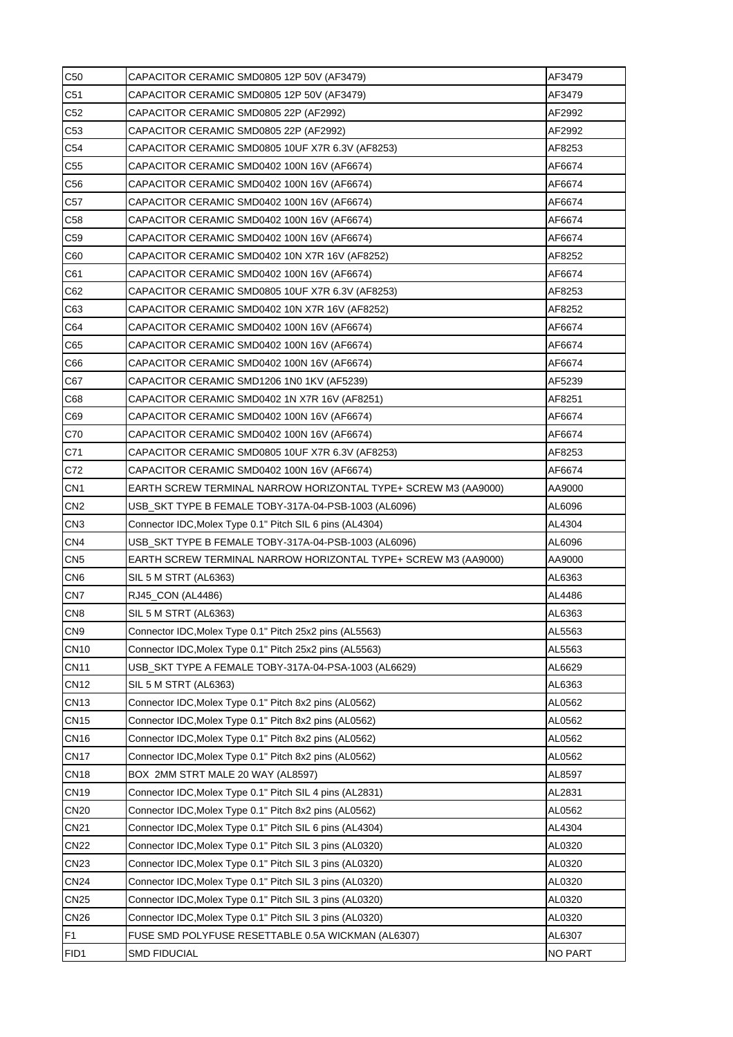| C50 | CAPACITOR CERAMIC SMD0805 12P 50V (AF3479) | AF3479 |
|---|---|---|
| C51 | CAPACITOR CERAMIC SMD0805 12P 50V (AF3479) | AF3479 |
| C52 | CAPACITOR CERAMIC SMD0805 22P (AF2992) | AF2992 |
| C53 | CAPACITOR CERAMIC SMD0805 22P (AF2992) | AF2992 |
| C54 | CAPACITOR CERAMIC SMD0805 10UF X7R 6.3V (AF8253) | AF8253 |
| C55 | CAPACITOR CERAMIC SMD0402 100N 16V (AF6674) | AF6674 |
| C56 | CAPACITOR CERAMIC SMD0402 100N 16V (AF6674) | AF6674 |
| C57 | CAPACITOR CERAMIC SMD0402 100N 16V (AF6674) | AF6674 |
| C58 | CAPACITOR CERAMIC SMD0402 100N 16V (AF6674) | AF6674 |
| C59 | CAPACITOR CERAMIC SMD0402 100N 16V (AF6674) | AF6674 |
| C60 | CAPACITOR CERAMIC SMD0402 10N X7R 16V (AF8252) | AF8252 |
| C61 | CAPACITOR CERAMIC SMD0402 100N 16V (AF6674) | AF6674 |
| C62 | CAPACITOR CERAMIC SMD0805 10UF X7R 6.3V (AF8253) | AF8253 |
| C63 | CAPACITOR CERAMIC SMD0402 10N X7R 16V (AF8252) | AF8252 |
| C64 | CAPACITOR CERAMIC SMD0402 100N 16V (AF6674) | AF6674 |
| C65 | CAPACITOR CERAMIC SMD0402 100N 16V (AF6674) | AF6674 |
| C66 | CAPACITOR CERAMIC SMD0402 100N 16V (AF6674) | AF6674 |
| C67 | CAPACITOR CERAMIC SMD1206 1N0 1KV (AF5239) | AF5239 |
| C68 | CAPACITOR CERAMIC SMD0402 1N X7R 16V (AF8251) | AF8251 |
| C69 | CAPACITOR CERAMIC SMD0402 100N 16V (AF6674) | AF6674 |
| C70 | CAPACITOR CERAMIC SMD0402 100N 16V (AF6674) | AF6674 |
| C71 | CAPACITOR CERAMIC SMD0805 10UF X7R 6.3V (AF8253) | AF8253 |
| C72 | CAPACITOR CERAMIC SMD0402 100N 16V (AF6674) | AF6674 |
| CN1 | EARTH SCREW TERMINAL NARROW HORIZONTAL TYPE+ SCREW M3 (AA9000) | AA9000 |
| CN2 | USB_SKT TYPE B FEMALE TOBY-317A-04-PSB-1003 (AL6096) | AL6096 |
| CN3 | Connector IDC,Molex Type 0.1" Pitch SIL 6 pins (AL4304) | AL4304 |
| CN4 | USB_SKT TYPE B FEMALE TOBY-317A-04-PSB-1003 (AL6096) | AL6096 |
| CN5 | EARTH SCREW TERMINAL NARROW HORIZONTAL TYPE+ SCREW M3 (AA9000) | AA9000 |
| CN6 | SIL 5 M STRT (AL6363) | AL6363 |
| CN7 | RJ45_CON (AL4486) | AL4486 |
| CN8 | SIL 5 M STRT (AL6363) | AL6363 |
| CN9 | Connector IDC,Molex Type 0.1" Pitch 25x2 pins (AL5563) | AL5563 |
| CN10 | Connector IDC,Molex Type 0.1" Pitch 25x2 pins (AL5563) | AL5563 |
| CN11 | USB_SKT TYPE A FEMALE TOBY-317A-04-PSA-1003 (AL6629) | AL6629 |
| CN12 | SIL 5 M STRT (AL6363) | AL6363 |
| CN13 | Connector IDC,Molex Type 0.1" Pitch 8x2 pins (AL0562) | AL0562 |
| CN15 | Connector IDC,Molex Type 0.1" Pitch 8x2 pins (AL0562) | AL0562 |
| CN16 | Connector IDC,Molex Type 0.1" Pitch 8x2 pins (AL0562) | AL0562 |
| CN17 | Connector IDC,Molex Type 0.1" Pitch 8x2 pins (AL0562) | AL0562 |
| CN18 | BOX 2MM STRT MALE 20 WAY (AL8597) | AL8597 |
| CN19 | Connector IDC,Molex Type 0.1" Pitch SIL 4 pins (AL2831) | AL2831 |
| CN20 | Connector IDC,Molex Type 0.1" Pitch 8x2 pins (AL0562) | AL0562 |
| CN21 | Connector IDC,Molex Type 0.1" Pitch SIL 6 pins (AL4304) | AL4304 |
| CN22 | Connector IDC,Molex Type 0.1" Pitch SIL 3 pins (AL0320) | AL0320 |
| CN23 | Connector IDC,Molex Type 0.1" Pitch SIL 3 pins (AL0320) | AL0320 |
| CN24 | Connector IDC,Molex Type 0.1" Pitch SIL 3 pins (AL0320) | AL0320 |
| CN25 | Connector IDC,Molex Type 0.1" Pitch SIL 3 pins (AL0320) | AL0320 |
| CN26 | Connector IDC,Molex Type 0.1" Pitch SIL 3 pins (AL0320) | AL0320 |
| F1 | FUSE SMD POLYFUSE RESETTABLE 0.5A WICKMAN (AL6307) | AL6307 |
| FID1 | SMD FIDUCIAL | NO PART |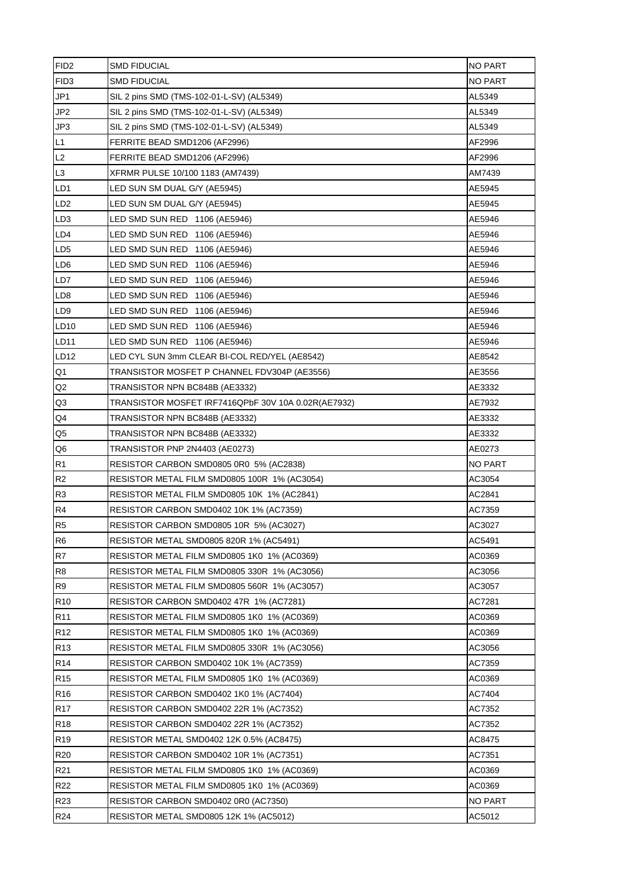| FID2 | SMD FIDUCIAL | NO PART |
|---|---|---|
| FID3 | SMD FIDUCIAL | NO PART |
| JP1 | SIL 2 pins SMD (TMS-102-01-L-SV) (AL5349) | AL5349 |
| JP2 | SIL 2 pins SMD (TMS-102-01-L-SV) (AL5349) | AL5349 |
| JP3 | SIL 2 pins SMD (TMS-102-01-L-SV) (AL5349) | AL5349 |
| L1 | FERRITE BEAD SMD1206 (AF2996) | AF2996 |
| L2 | FERRITE BEAD SMD1206 (AF2996) | AF2996 |
| L3 | XFRMR PULSE 10/100 1183 (AM7439) | AM7439 |
| LD1 | LED SUN SM DUAL G/Y (AE5945) | AE5945 |
| LD2 | LED SUN SM DUAL G/Y (AE5945) | AE5945 |
| LD3 | LED SMD SUN RED 1106 (AE5946) | AE5946 |
| LD4 | LED SMD SUN RED 1106 (AE5946) | AE5946 |
| LD5 | LED SMD SUN RED 1106 (AE5946) | AE5946 |
| LD6 | LED SMD SUN RED 1106 (AE5946) | AE5946 |
| LD7 | LED SMD SUN RED 1106 (AE5946) | AE5946 |
| LD8 | LED SMD SUN RED 1106 (AE5946) | AE5946 |
| LD9 | LED SMD SUN RED 1106 (AE5946) | AE5946 |
| LD10 | LED SMD SUN RED 1106 (AE5946) | AE5946 |
| LD11 | LED SMD SUN RED 1106 (AE5946) | AE5946 |
| LD12 | LED CYL SUN 3mm CLEAR BI-COL RED/YEL (AE8542) | AE8542 |
| Q1 | TRANSISTOR MOSFET P CHANNEL FDV304P (AE3556) | AE3556 |
| Q2 | TRANSISTOR NPN BC848B (AE3332) | AE3332 |
| Q3 | TRANSISTOR MOSFET IRF7416QPbF 30V 10A 0.02R(AE7932) | AE7932 |
| Q4 | TRANSISTOR NPN BC848B (AE3332) | AE3332 |
| Q5 | TRANSISTOR NPN BC848B (AE3332) | AE3332 |
| Q6 | TRANSISTOR PNP 2N4403 (AE0273) | AE0273 |
| R1 | RESISTOR CARBON SMD0805 0R0 5% (AC2838) | NO PART |
| R2 | RESISTOR METAL FILM SMD0805 100R 1% (AC3054) | AC3054 |
| R3 | RESISTOR METAL FILM SMD0805 10K 1% (AC2841) | AC2841 |
| R4 | RESISTOR CARBON SMD0402 10K 1% (AC7359) | AC7359 |
| R5 | RESISTOR CARBON SMD0805 10R 5% (AC3027) | AC3027 |
| R6 | RESISTOR METAL SMD0805 820R 1% (AC5491) | AC5491 |
| R7 | RESISTOR METAL FILM SMD0805 1K0 1% (AC0369) | AC0369 |
| R8 | RESISTOR METAL FILM SMD0805 330R 1% (AC3056) | AC3056 |
| R9 | RESISTOR METAL FILM SMD0805 560R 1% (AC3057) | AC3057 |
| R10 | RESISTOR CARBON SMD0402 47R 1% (AC7281) | AC7281 |
| R11 | RESISTOR METAL FILM SMD0805 1K0 1% (AC0369) | AC0369 |
| R12 | RESISTOR METAL FILM SMD0805 1K0 1% (AC0369) | AC0369 |
| R13 | RESISTOR METAL FILM SMD0805 330R 1% (AC3056) | AC3056 |
| R14 | RESISTOR CARBON SMD0402 10K 1% (AC7359) | AC7359 |
| R15 | RESISTOR METAL FILM SMD0805 1K0 1% (AC0369) | AC0369 |
| R16 | RESISTOR CARBON SMD0402 1K0 1% (AC7404) | AC7404 |
| R17 | RESISTOR CARBON SMD0402 22R 1% (AC7352) | AC7352 |
| R18 | RESISTOR CARBON SMD0402 22R 1% (AC7352) | AC7352 |
| R19 | RESISTOR METAL SMD0402 12K 0.5% (AC8475) | AC8475 |
| R20 | RESISTOR CARBON SMD0402 10R 1% (AC7351) | AC7351 |
| R21 | RESISTOR METAL FILM SMD0805 1K0 1% (AC0369) | AC0369 |
| R22 | RESISTOR METAL FILM SMD0805 1K0 1% (AC0369) | AC0369 |
| R23 | RESISTOR CARBON SMD0402 0R0 (AC7350) | NO PART |
| R24 | RESISTOR METAL SMD0805 12K 1% (AC5012) | AC5012 |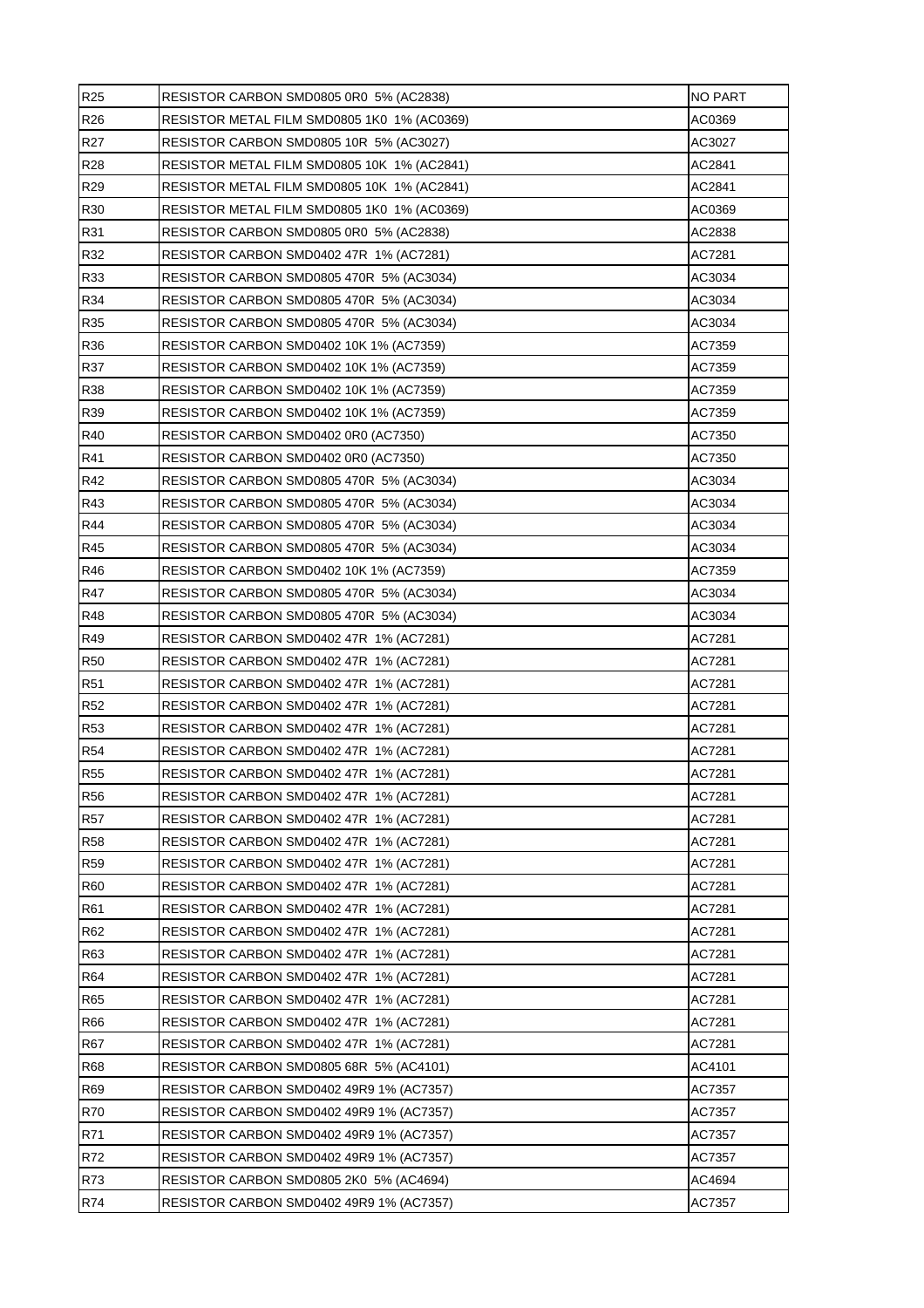| R25 | RESISTOR CARBON SMD0805 0R0 5% (AC2838) | NO PART |
|---|---|---|
| R26 | RESISTOR METAL FILM SMD0805 1K0 1% (AC0369) | AC0369 |
| R27 | RESISTOR CARBON SMD0805 10R 5% (AC3027) | AC3027 |
| R28 | RESISTOR METAL FILM SMD0805 10K 1% (AC2841) | AC2841 |
| R29 | RESISTOR METAL FILM SMD0805 10K 1% (AC2841) | AC2841 |
| R30 | RESISTOR METAL FILM SMD0805 1K0 1% (AC0369) | AC0369 |
| R31 | RESISTOR CARBON SMD0805 0R0 5% (AC2838) | AC2838 |
| R32 | RESISTOR CARBON SMD0402 47R 1% (AC7281) | AC7281 |
| R33 | RESISTOR CARBON SMD0805 470R 5% (AC3034) | AC3034 |
| R34 | RESISTOR CARBON SMD0805 470R 5% (AC3034) | AC3034 |
| R35 | RESISTOR CARBON SMD0805 470R 5% (AC3034) | AC3034 |
| R36 | RESISTOR CARBON SMD0402 10K 1% (AC7359) | AC7359 |
| R37 | RESISTOR CARBON SMD0402 10K 1% (AC7359) | AC7359 |
| R38 | RESISTOR CARBON SMD0402 10K 1% (AC7359) | AC7359 |
| R39 | RESISTOR CARBON SMD0402 10K 1% (AC7359) | AC7359 |
| R40 | RESISTOR CARBON SMD0402 0R0 (AC7350) | AC7350 |
| R41 | RESISTOR CARBON SMD0402 0R0 (AC7350) | AC7350 |
| R42 | RESISTOR CARBON SMD0805 470R 5% (AC3034) | AC3034 |
| R43 | RESISTOR CARBON SMD0805 470R 5% (AC3034) | AC3034 |
| R44 | RESISTOR CARBON SMD0805 470R 5% (AC3034) | AC3034 |
| R45 | RESISTOR CARBON SMD0805 470R 5% (AC3034) | AC3034 |
| R46 | RESISTOR CARBON SMD0402 10K 1% (AC7359) | AC7359 |
| R47 | RESISTOR CARBON SMD0805 470R 5% (AC3034) | AC3034 |
| R48 | RESISTOR CARBON SMD0805 470R 5% (AC3034) | AC3034 |
| R49 | RESISTOR CARBON SMD0402 47R 1% (AC7281) | AC7281 |
| R50 | RESISTOR CARBON SMD0402 47R 1% (AC7281) | AC7281 |
| R51 | RESISTOR CARBON SMD0402 47R 1% (AC7281) | AC7281 |
| R52 | RESISTOR CARBON SMD0402 47R 1% (AC7281) | AC7281 |
| R53 | RESISTOR CARBON SMD0402 47R 1% (AC7281) | AC7281 |
| R54 | RESISTOR CARBON SMD0402 47R 1% (AC7281) | AC7281 |
| R55 | RESISTOR CARBON SMD0402 47R 1% (AC7281) | AC7281 |
| R56 | RESISTOR CARBON SMD0402 47R 1% (AC7281) | AC7281 |
| R57 | RESISTOR CARBON SMD0402 47R 1% (AC7281) | AC7281 |
| R58 | RESISTOR CARBON SMD0402 47R 1% (AC7281) | AC7281 |
| R59 | RESISTOR CARBON SMD0402 47R 1% (AC7281) | AC7281 |
| R60 | RESISTOR CARBON SMD0402 47R 1% (AC7281) | AC7281 |
| R61 | RESISTOR CARBON SMD0402 47R 1% (AC7281) | AC7281 |
| R62 | RESISTOR CARBON SMD0402 47R 1% (AC7281) | AC7281 |
| R63 | RESISTOR CARBON SMD0402 47R 1% (AC7281) | AC7281 |
| R64 | RESISTOR CARBON SMD0402 47R 1% (AC7281) | AC7281 |
| R65 | RESISTOR CARBON SMD0402 47R 1% (AC7281) | AC7281 |
| R66 | RESISTOR CARBON SMD0402 47R 1% (AC7281) | AC7281 |
| R67 | RESISTOR CARBON SMD0402 47R 1% (AC7281) | AC7281 |
| R68 | RESISTOR CARBON SMD0805 68R 5% (AC4101) | AC4101 |
| R69 | RESISTOR CARBON SMD0402 49R9 1% (AC7357) | AC7357 |
| R70 | RESISTOR CARBON SMD0402 49R9 1% (AC7357) | AC7357 |
| R71 | RESISTOR CARBON SMD0402 49R9 1% (AC7357) | AC7357 |
| R72 | RESISTOR CARBON SMD0402 49R9 1% (AC7357) | AC7357 |
| R73 | RESISTOR CARBON SMD0805 2K0 5% (AC4694) | AC4694 |
| R74 | RESISTOR CARBON SMD0402 49R9 1% (AC7357) | AC7357 |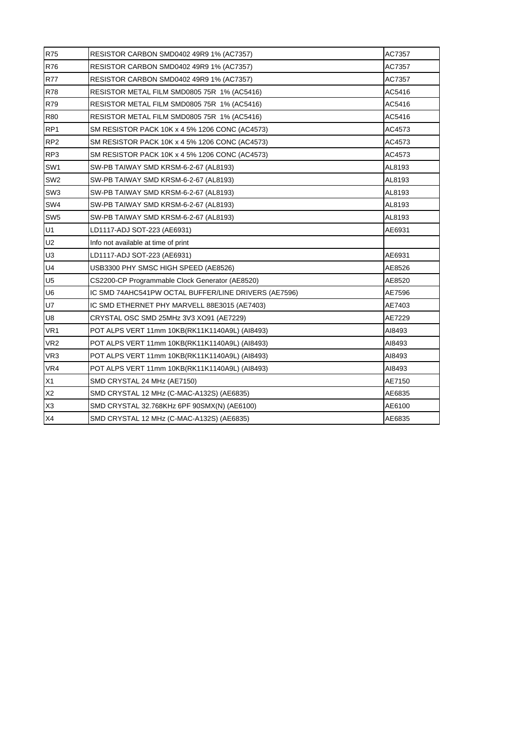| | | |
|---|---|---|
| R75 | RESISTOR CARBON SMD0402 49R9 1% (AC7357) | AC7357 |
| R76 | RESISTOR CARBON SMD0402 49R9 1% (AC7357) | AC7357 |
| R77 | RESISTOR CARBON SMD0402 49R9 1% (AC7357) | AC7357 |
| R78 | RESISTOR METAL FILM SMD0805 75R 1% (AC5416) | AC5416 |
| R79 | RESISTOR METAL FILM SMD0805 75R 1% (AC5416) | AC5416 |
| R80 | RESISTOR METAL FILM SMD0805 75R 1% (AC5416) | AC5416 |
| RP1 | SM RESISTOR PACK 10K x 4 5% 1206 CONC (AC4573) | AC4573 |
| RP2 | SM RESISTOR PACK 10K x 4 5% 1206 CONC (AC4573) | AC4573 |
| RP3 | SM RESISTOR PACK 10K x 4 5% 1206 CONC (AC4573) | AC4573 |
| SW1 | SW-PB TAIWAY SMD KRSM-6-2-67 (AL8193) | AL8193 |
| SW2 | SW-PB TAIWAY SMD KRSM-6-2-67 (AL8193) | AL8193 |
| SW3 | SW-PB TAIWAY SMD KRSM-6-2-67 (AL8193) | AL8193 |
| SW4 | SW-PB TAIWAY SMD KRSM-6-2-67 (AL8193) | AL8193 |
| SW5 | SW-PB TAIWAY SMD KRSM-6-2-67 (AL8193) | AL8193 |
| U1 | LD1117-ADJ SOT-223 (AE6931) | AE6931 |
| U2 | Info not available at time of print | |
| U3 | LD1117-ADJ SOT-223 (AE6931) | AE6931 |
| U4 | USB3300 PHY SMSC HIGH SPEED (AE8526) | AE8526 |
| U5 | CS2200-CP Programmable Clock Generator (AE8520) | AE8520 |
| U6 | IC SMD 74AHC541PW OCTAL BUFFER/LINE DRIVERS (AE7596) | AE7596 |
| U7 | IC SMD ETHERNET PHY MARVELL 88E3015 (AE7403) | AE7403 |
| U8 | CRYSTAL OSC SMD 25MHz 3V3 XO91 (AE7229) | AE7229 |
| VR1 | POT ALPS VERT 11mm 10KB(RK11K1140A9L) (AI8493) | AI8493 |
| VR2 | POT ALPS VERT 11mm 10KB(RK11K1140A9L) (AI8493) | AI8493 |
| VR3 | POT ALPS VERT 11mm 10KB(RK11K1140A9L) (AI8493) | AI8493 |
| VR4 | POT ALPS VERT 11mm 10KB(RK11K1140A9L) (AI8493) | AI8493 |
| X1 | SMD CRYSTAL 24 MHz (AE7150) | AE7150 |
| X2 | SMD CRYSTAL 12 MHz (C-MAC-A132S) (AE6835) | AE6835 |
| X3 | SMD CRYSTAL 32.768KHz 6PF 90SMX(N) (AE6100) | AE6100 |
| X4 | SMD CRYSTAL 12 MHz (C-MAC-A132S) (AE6835) | AE6835 |